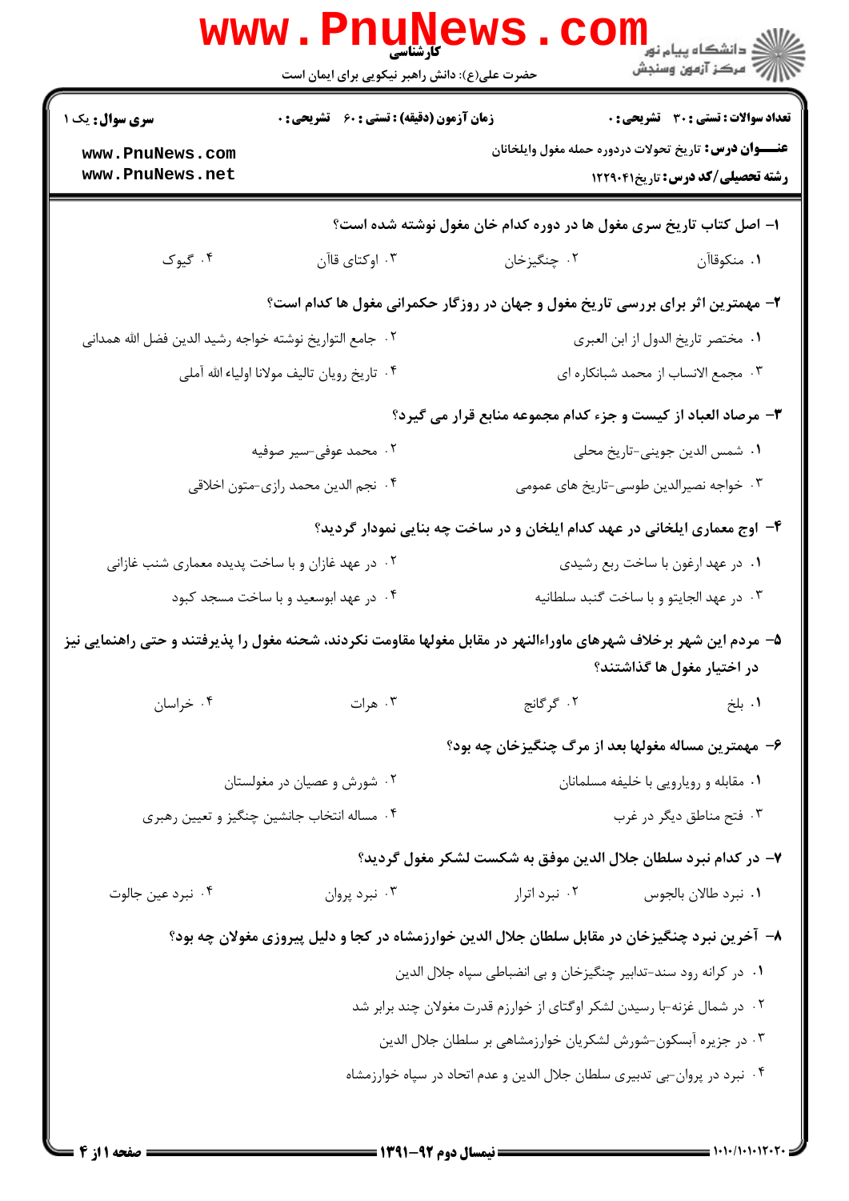**سری سوال:** یک ۱

**زمان آزمون (دقیقه) : تستی : ۶۰ تشریحی : ۰**

**تعداد سوالات : تستی : ۳۰ تشریحی : ۰**

**عنـــوان درس:** تاریخ تحولات دردوره حمله مغول وایلخانان

**رشته تحصیلی/کد درس:** تاریخ۱۲۲۹۰۴۱

۱- اصل کتاب تاریخ سری مغول ها در دوره کدام خان مغول نوشته شده است؟

۱. منکوقاآن
۲. چنگیزخان
۳. اوکتای قاآن
۴. گیوک

۲- مهمترین اثر برای بررسی تاریخ مغول و جهان در روزگار حکمرانی مغول ها کدام است؟

۱. مختصر تاریخ الدول از ابن العبری
۲. جامع التواریخ نوشته خواجه رشید الدین فضل الله همدانی
۳. مجمع الانساب از محمد شبانکاره ای
۴. تاریخ رویان تالیف مولانا اولیاء الله آملی

۳- مرصاد العباد از کیست و جزء کدام مجموعه منابع قرار می گیرد؟

۱. شمس الدین جوینی-تاریخ محلی
۲. محمد عوفی-سیر صوفیه
۳. خواجه نصیرالدین طوسی-تاریخ های عمومی
۴. نجم الدین محمد رازی-متون اخلاقی

۴- اوج معماری ایلخانی در عهد کدام ایلخان و در ساخت چه بنایی نمودار گردید؟

۱. در عهد ارغون با ساخت ربع رشیدی
۲. در عهد غازان و با ساخت پدیده معماری شنب غازانی
۳. در عهد الجایتو و با ساخت گنبد سلطانیه
۴. در عهد ابوسعید و با ساخت مسجد کبود

۵- مردم این شهر برخلاف شهرهای ماوراءالنهر در مقابل مغولها مقاومت نکردند، شحنه مغول را پذیرفتند و حتی راهنمایی نیز در اختیار مغول ها گذاشتند؟

۱. بلخ
۲. گرگانج
۳. هرات
۴. خراسان

۶- مهمترین مساله مغولها بعد از مرگ چنگیزخان چه بود؟

۱. مقابله و رویارویی با خلیفه مسلمانان
۲. شورش و عصیان در مغولستان
۳. فتح مناطق دیگر در غرب
۴. مساله انتخاب جانشین چنگیز و تعیین رهبری

۷- در کدام نبرد سلطان جلال الدین موفق به شکست لشکر مغول گردید؟

۱. نبرد طالان بالجوس
۲. نبرد اترار
۳. نبرد پروان
۴. نبرد عین جالوت

۸- آخرین نبرد چنگیزخان در مقابل سلطان جلال الدین خوارزمشاه در کجا و دلیل پیروزی مغولان چه بود؟

۱. در کرانه رود سند-تدابیر چنگیزخان و بی انضباطی سپاه جلال الدین
۲. در شمال غزنه-با رسیدن لشکر اوگتای از خوارزم قدرت مغولان چند برابر شد
۳. در جزیره آبسکون-شورش لشکریان خوارزمشاهی بر سلطان جلال الدین
۴. نبرد در پروان-بی تدبیری سلطان جلال الدین و عدم اتحاد در سپاه خوارزمشاه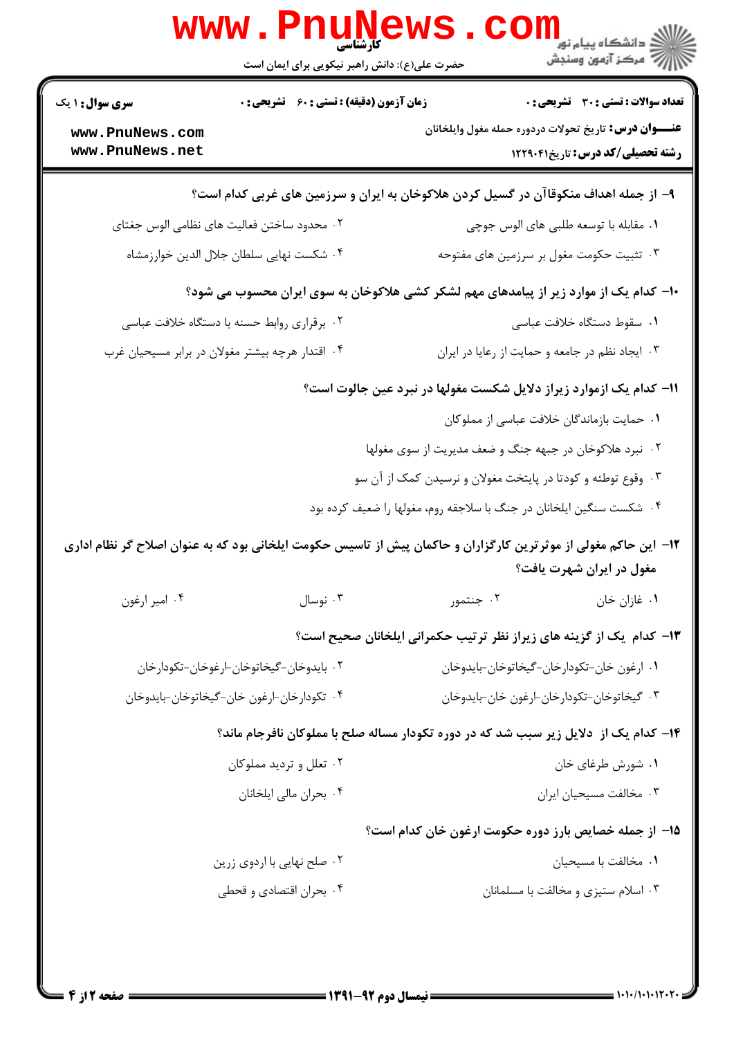۹- از جمله اهداف منکوقاآن در گسیل کردن هلاکوخان به ایران و سرزمین های غربی کدام است؟

۱. مقابله با توسعه طلبی های الوس جوچی

۲. محدود ساختن فعالیت های نظامی الوس جغتای

۳. تثبیت حکومت مغول بر سرزمین های مفتوحه

۴. شکست نهایی سلطان جلال الدین خوارزمشاه

۱۰- کدام یک از موارد زیر از پیامدهای مهم لشکر کشی هلاکوخان به سوی ایران محسوب می شود؟

۱. سقوط دستگاه خلافت عباسی

۲. برقراری روابط حسنه با دستگاه خلافت عباسی

۳. ایجاد نظم در جامعه و حمایت از رعایا در ایران

۴. اقتدار هرچه بیشتر مغولان در برابر مسیحیان غرب

۱۱- کدام یک ازموارد زیراز دلایل شکست مغولها در نبرد عین جالوت است؟

۱. حمایت بازماندگان خلافت عباسی از مملوکان

۲. نبرد هلاکوخان در جبهه جنگ و ضعف مدیریت از سوی مغولها

۳. وقوع توطئه و کودتا در پایتخت مغولان و نرسیدن کمک از آن سو

۴. شکست سنگین ایلخانان در جنگ با سلاجقه روم، مغولها را ضعیف کرده بود

۱۲- این حاکم مغولی از موثرترین کارگزاران و حاکمان پیش از تاسیس حکومت ایلخانی بود که به عنوان اصلاح گر نظام اداری مغول در ایران شهرت یافت؟

۱. غازان خان

۲. جنتمور

۳. نوسال

۴. امیر ارغون

۱۳- کدام یک از گزینه های زیراز نظر ترتیب حکمرانی ایلخانان صحیح است؟

۱. ارغون خان-تکودارخان-گیخاتوخان-بایدوخان

۲. بایدوخان-گیخاتوخان-ارغوخان-تکودارخان

۳. گیخاتوخان-تکودارخان-ارغون خان-بایدوخان

۴. تکودارخان-ارغون خان-گیخاتوخان-بایدوخان

۱۴- کدام یک از دلایل زیر سبب شد که در دوره تکودار مساله صلح با مملوکان نافرجام ماند؟

۱. شورش طرغای خان

۲. تعلل و تردید مملوکان

۳. مخالفت مسیحیان ایران

۴. بحران مالی ایلخانان

۱۵- از جمله خصایص بارز دوره حکومت ارغون خان کدام است؟

۱. مخالفت با مسیحیان

۲. صلح نهایی با اردوی زرین

۳. اسلام ستیزی و مخالفت با مسلمانان

۴. بحران اقتصادی و قحطی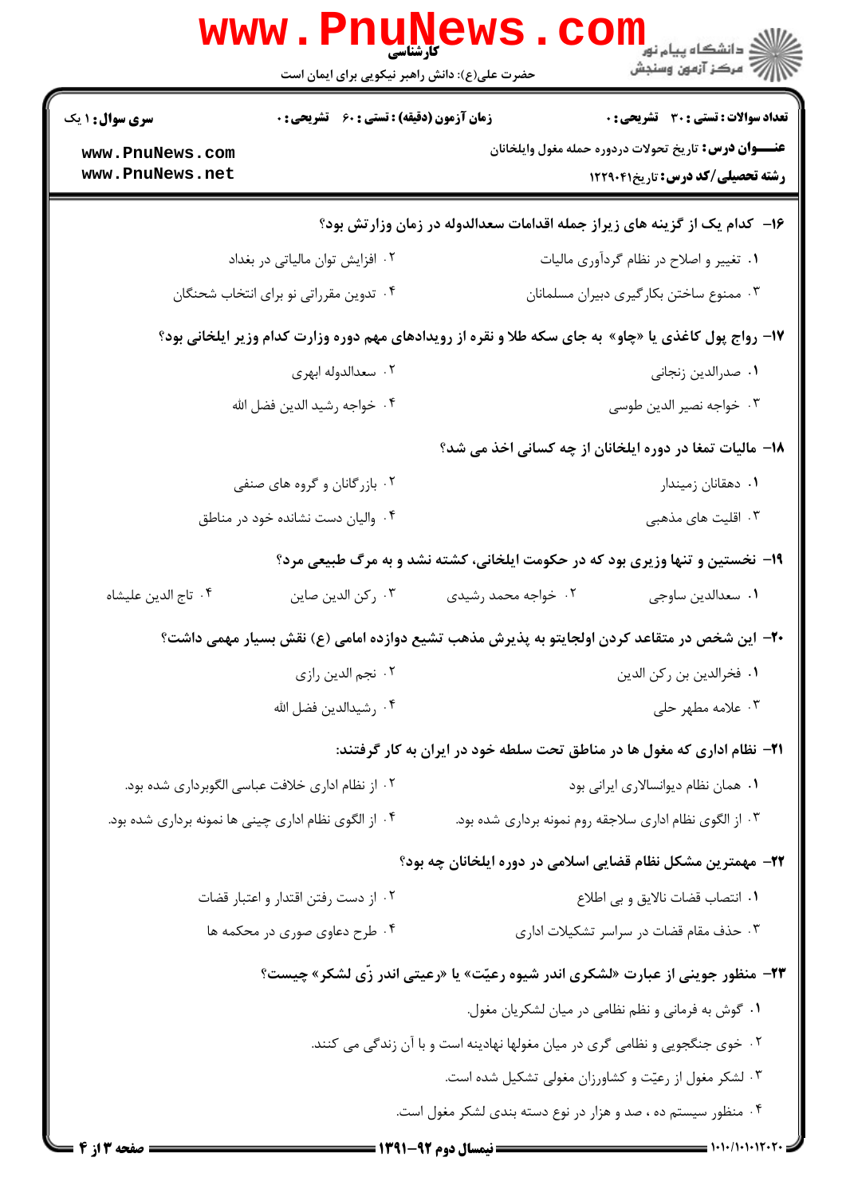۱۶- کدام یک از گزینه های زیراز جمله اقدامات سعدالدوله در زمان وزارتش بود؟

۱. تغییر و اصلاح در نظام گردآوری مالیات

۲. افزایش توان مالیاتی در بغداد

۳. ممنوع ساختن بکارگیری دبیران مسلمانان

۴. تدوین مقرراتی نو برای انتخاب شحنگان

۱۷- رواج پول کاغذی یا «چاو» به جای سکه طلا و نقره از رویدادهای مهم دوره وزارت کدام وزیر ایلخانی بود؟

۱. صدرالدین زنجانی

۲. سعدالدوله ابهری

۳. خواجه نصیر الدین طوسی

۴. خواجه رشید الدین فضل الله

۱۸- مالیات تمغا در دوره ایلخانان از چه کسانی اخذ می شد؟

۱. دهقانان زمیندار

۲. بازرگانان و گروه های صنفی

۳. اقلیت های مذهبی

۴. والیان دست نشانده خود در مناطق

۱۹- نخستین و تنها وزیری بود که در حکومت ایلخانی، کشته نشد و به مرگ طبیعی مرد؟

۱. سعدالدین ساوجی

۲. خواجه محمد رشیدی

۳. رکن الدین صاین

۴. تاج الدین علیشاه

۲۰- این شخص در متقاعد کردن اولجایتو به پذیرش مذهب تشیع دوازده امامی (ع) نقش بسیار مهمی داشت؟

۱. فخرالدین بن رکن الدین

۲. نجم الدین رازی

۳. علامه مطهر حلی

۴. رشیدالدین فضل الله

۲۱- نظام اداری که مغول ها در مناطق تحت سلطه خود در ایران به کار گرفتند:

۱. همان نظام دیوانسالاری ایرانی بود

۲. از نظام اداری خلافت عباسی الگوبرداری شده بود.

۳. از الگوی نظام اداری سلاجقه روم نمونه برداری شده بود.

۴. از الگوی نظام اداری چینی ها نمونه برداری شده بود.

۲۲- مهمترین مشکل نظام قضایی اسلامی در دوره ایلخانان چه بود؟

۱. انتصاب قضات نالایق و بی اطلاع

۲. از دست رفتن اقتدار و اعتبار قضات

۳. حذف مقام قضات در سراسر تشکیلات اداری

۴. طرح دعاوی صوری در محکمه ها

۲۳- منظور جوینی از عبارت «لشکری اندر شیوه رعیّت» یا «رعیتی اندر زّی لشکر» چیست؟

۱. گوش به فرمانی و نظم نظامی در میان لشکریان مغول.

۲. خوی جنگجویی و نظامی گری در میان مغولها نهادینه است و با آن زندگی می کنند.

۳. لشکر مغول از رعیّت و کشاورزان مغولی تشکیل شده است.

۴. منظور سیستم ده ، صد و هزار در نوع دسته بندی لشکر مغول است.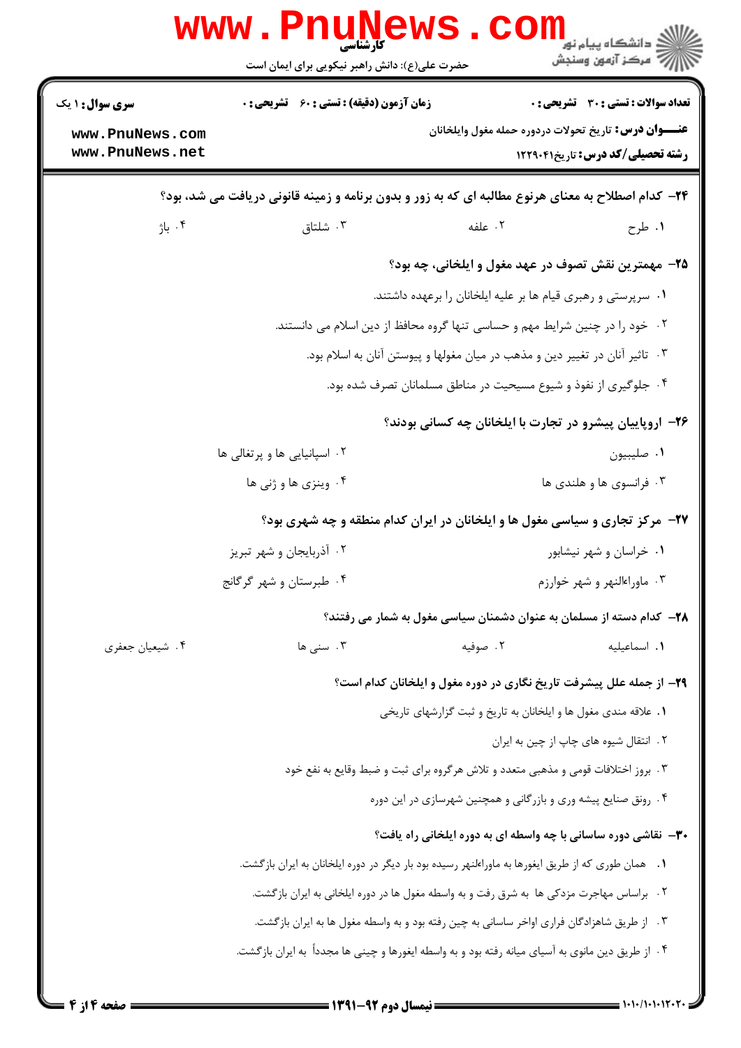۲۴- کدام اصطلاح به معنای هرنوع مطالبه ای که به زور و بدون برنامه و زمینه قانونی دریافت می شد، بود؟

۱. طرح
۲. علفه
۳. شلتاق
۴. باژ

۲۵- مهمترین نقش تصوف در عهد مغول و ایلخانی، چه بود؟

۱. سرپرستی و رهبری قیام ها بر علیه ایلخانان را برعهده داشتند.
۲. خود را در چنین شرایط مهم و حساسی تنها گروه محافظ از دین اسلام می دانستند.
۳. تاثیر آنان در تغییر دین و مذهب در میان مغولها و پیوستن آنان به اسلام بود.
۴. جلوگیری از نفوذ و شیوع مسیحیت در مناطق مسلمانان تصرف شده بود.

۲۶- اروپاییان پیشرو در تجارت با ایلخانان چه کسانی بودند؟

۱. صلیبیون
۲. اسپانیایی ها و پرتغالی ها
۳. فرانسوی ها و هلندی ها
۴. وینزی ها و ژنی ها

۲۷- مرکز تجاری و سیاسی مغول ها و ایلخانان در ایران کدام منطقه و چه شهری بود؟

۱. خراسان و شهر نیشابور
۲. آذربایجان و شهر تبریز
۳. ماوراءالنهر و شهر خوارزم
۴. طبرستان و شهر گرگانج

۲۸- کدام دسته از مسلمان به عنوان دشمنان سیاسی مغول به شمار می رفتند؟

۱. اسماعیلیه
۲. صوفیه
۳. سنی ها
۴. شیعیان جعفری

۲۹- از جمله علل پیشرفت تاریخ نگاری در دوره مغول و ایلخانان کدام است؟

۱. علاقه مندی مغول ها و ایلخانان به تاریخ و ثبت گزارشهای تاریخی
۲. انتقال شیوه های چاپ از چین به ایران
۳. بروز اختلافات قومی و مذهبی متعدد و تلاش هرگروه برای ثبت و ضبط وقایع به نفع خود
۴. رونق صنایع پیشه وری و بازرگانی و همچنین شهرسازی در این دوره

۳۰- نقاشی دوره ساسانی با چه واسطه ای به دوره ایلخانی راه یافت؟

۱. همان طوری که از طریق ایغورها به ماوراءلنهر رسیده بود بار دیگر در دوره ایلخانان به ایران بازگشت.
۲. براساس مهاجرت مزدکی ها به شرق رفت و به واسطه مغول ها در دوره ایلخانی به ایران بازگشت.
۳. از طریق شاهزادگان فراری اواخر ساسانی به چین رفته بود و به واسطه مغول ها به ایران بازگشت.
۴. از طریق دین مانوی به آسیای میانه رفته بود و به واسطه ایغورها و چینی ها مجدداً به ایران بازگشت.